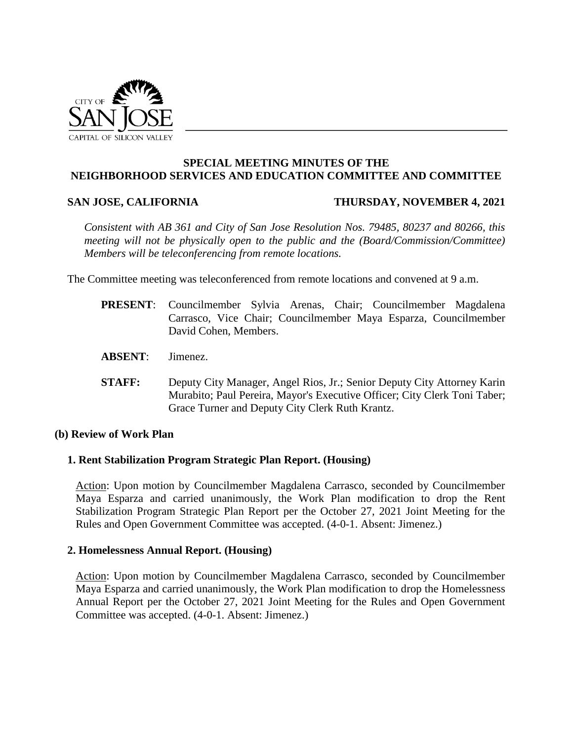CITY OF SAN JOSE
CAPITAL OF SILICON VALLEY

# SPECIAL MEETING MINUTES OF THE NEIGHBORHOOD SERVICES AND EDUCATION COMMITTEE AND COMMITTEE

**SAN JOSE, CALIFORNIA** **THURSDAY, NOVEMBER 4, 2021**

*Consistent with AB 361 and City of San Jose Resolution Nos. 79485, 80237 and 80266, this meeting will not be physically open to the public and the (Board/Commission/Committee) Members will be teleconferencing from remote locations.*

The Committee meeting was teleconferenced from remote locations and convened at 9 a.m.

**PRESENT**: Councilmember Sylvia Arenas, Chair; Councilmember Magdalena Carrasco, Vice Chair; Councilmember Maya Esparza, Councilmember David Cohen, Members.

**ABSENT**: Jimenez.

**STAFF:** Deputy City Manager, Angel Rios, Jr.; Senior Deputy City Attorney Karin Murabito; Paul Pereira, Mayor's Executive Officer; City Clerk Toni Taber; Grace Turner and Deputy City Clerk Ruth Krantz.

## (b) Review of Work Plan

### 1. Rent Stabilization Program Strategic Plan Report. (Housing)

Action: Upon motion by Councilmember Magdalena Carrasco, seconded by Councilmember Maya Esparza and carried unanimously, the Work Plan modification to drop the Rent Stabilization Program Strategic Plan Report per the October 27, 2021 Joint Meeting for the Rules and Open Government Committee was accepted. (4-0-1. Absent: Jimenez.)

### 2. Homelessness Annual Report. (Housing)

Action: Upon motion by Councilmember Magdalena Carrasco, seconded by Councilmember Maya Esparza and carried unanimously, the Work Plan modification to drop the Homelessness Annual Report per the October 27, 2021 Joint Meeting for the Rules and Open Government Committee was accepted. (4-0-1. Absent: Jimenez.)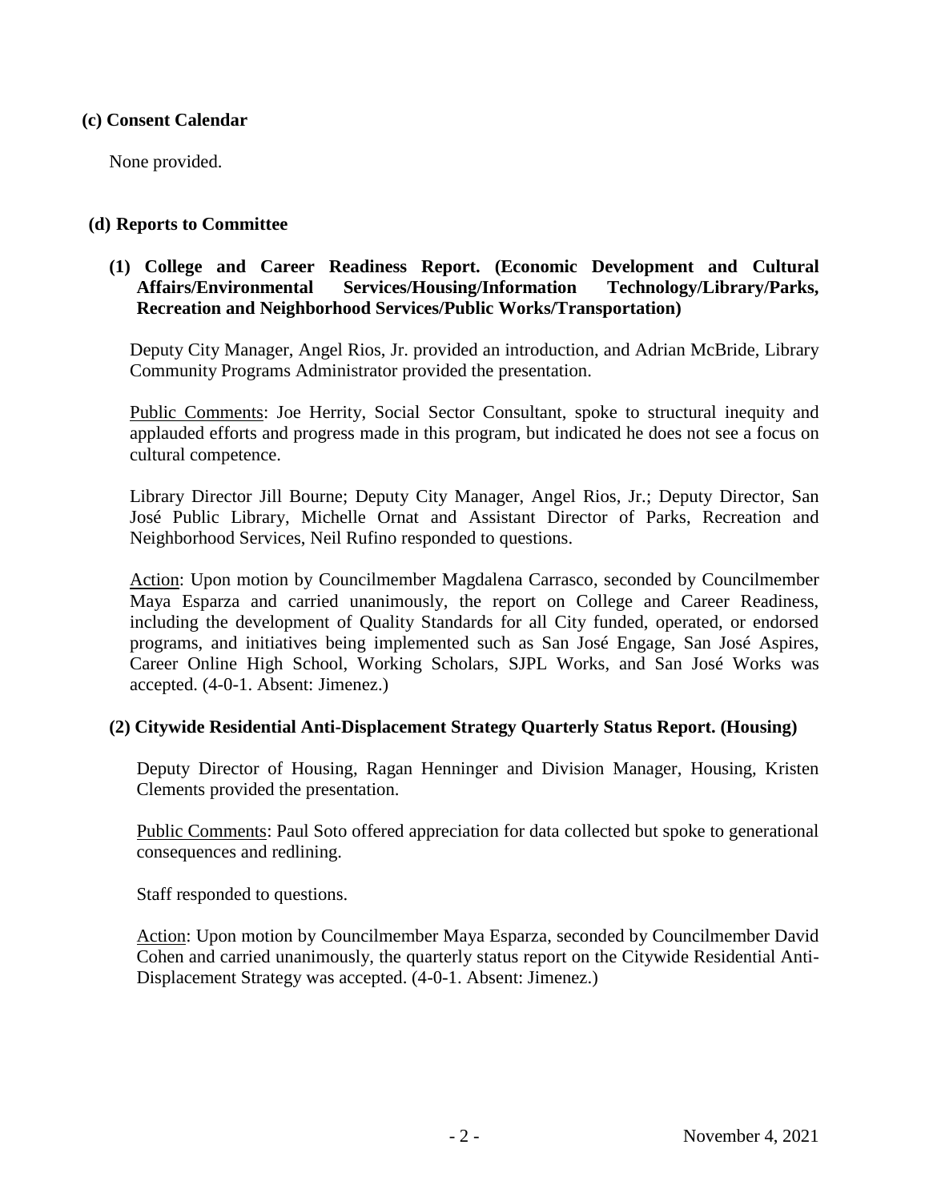**(c) Consent Calendar**

None provided.

**(d) Reports to Committee**

**(1) College and Career Readiness Report. (Economic Development and Cultural Affairs/Environmental Services/Housing/Information Technology/Library/Parks, Recreation and Neighborhood Services/Public Works/Transportation)**

Deputy City Manager, Angel Rios, Jr. provided an introduction, and Adrian McBride, Library Community Programs Administrator provided the presentation.

Public Comments: Joe Herrity, Social Sector Consultant, spoke to structural inequity and applauded efforts and progress made in this program, but indicated he does not see a focus on cultural competence.

Library Director Jill Bourne; Deputy City Manager, Angel Rios, Jr.; Deputy Director, San José Public Library, Michelle Ornat and Assistant Director of Parks, Recreation and Neighborhood Services, Neil Rufino responded to questions.

Action: Upon motion by Councilmember Magdalena Carrasco, seconded by Councilmember Maya Esparza and carried unanimously, the report on College and Career Readiness, including the development of Quality Standards for all City funded, operated, or endorsed programs, and initiatives being implemented such as San José Engage, San José Aspires, Career Online High School, Working Scholars, SJPL Works, and San José Works was accepted. (4-0-1. Absent: Jimenez.)

**(2) Citywide Residential Anti-Displacement Strategy Quarterly Status Report. (Housing)**

Deputy Director of Housing, Ragan Henninger and Division Manager, Housing, Kristen Clements provided the presentation.

Public Comments: Paul Soto offered appreciation for data collected but spoke to generational consequences and redlining.

Staff responded to questions.

Action: Upon motion by Councilmember Maya Esparza, seconded by Councilmember David Cohen and carried unanimously, the quarterly status report on the Citywide Residential Anti-Displacement Strategy was accepted. (4-0-1. Absent: Jimenez.)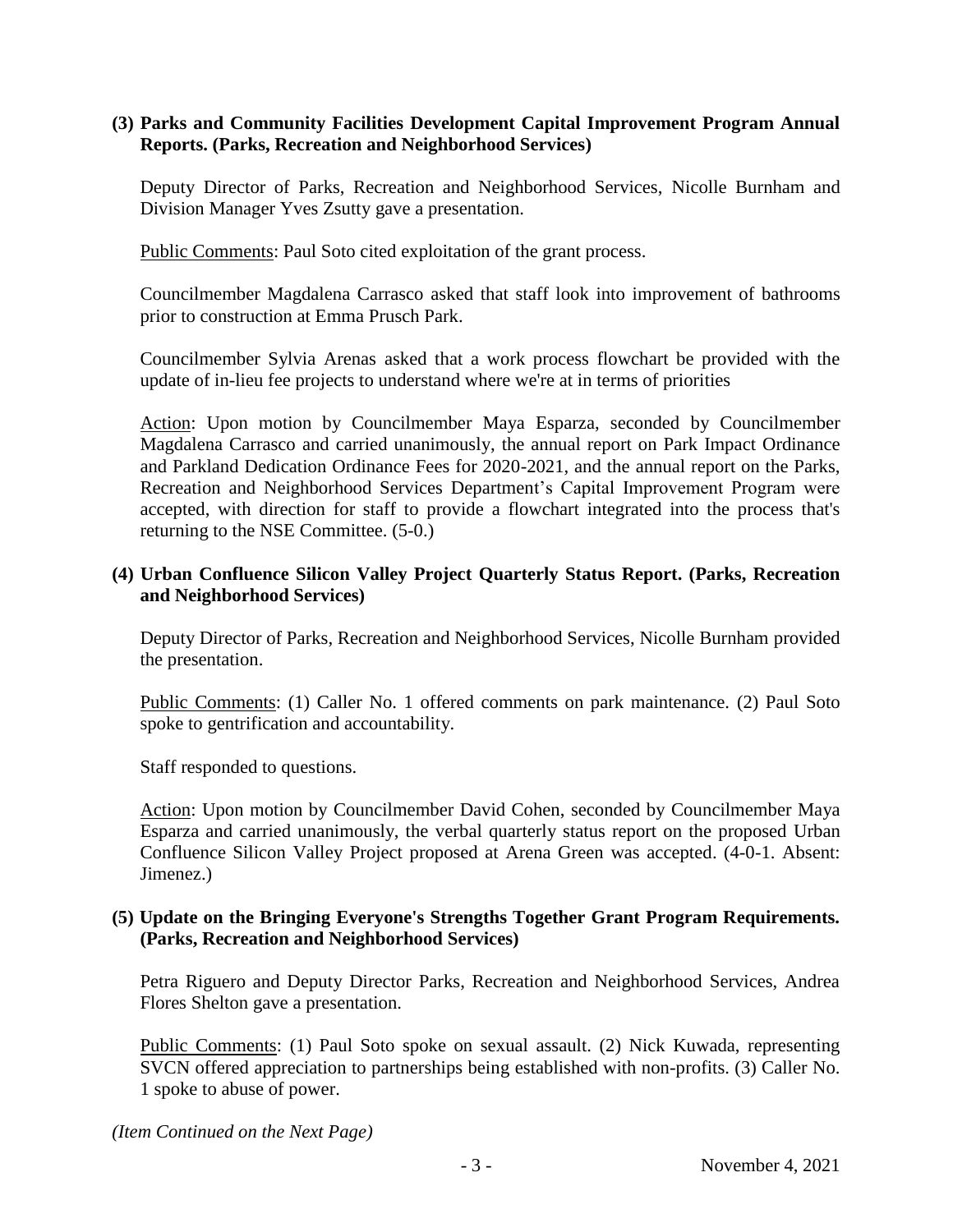**(3) Parks and Community Facilities Development Capital Improvement Program Annual Reports. (Parks, Recreation and Neighborhood Services)**

Deputy Director of Parks, Recreation and Neighborhood Services, Nicolle Burnham and Division Manager Yves Zsutty gave a presentation.

Public Comments: Paul Soto cited exploitation of the grant process.

Councilmember Magdalena Carrasco asked that staff look into improvement of bathrooms prior to construction at Emma Prusch Park.

Councilmember Sylvia Arenas asked that a work process flowchart be provided with the update of in-lieu fee projects to understand where we're at in terms of priorities

Action: Upon motion by Councilmember Maya Esparza, seconded by Councilmember Magdalena Carrasco and carried unanimously, the annual report on Park Impact Ordinance and Parkland Dedication Ordinance Fees for 2020-2021, and the annual report on the Parks, Recreation and Neighborhood Services Department's Capital Improvement Program were accepted, with direction for staff to provide a flowchart integrated into the process that's returning to the NSE Committee. (5-0.)

**(4) Urban Confluence Silicon Valley Project Quarterly Status Report. (Parks, Recreation and Neighborhood Services)**

Deputy Director of Parks, Recreation and Neighborhood Services, Nicolle Burnham provided the presentation.

Public Comments: (1) Caller No. 1 offered comments on park maintenance. (2) Paul Soto spoke to gentrification and accountability.

Staff responded to questions.

Action: Upon motion by Councilmember David Cohen, seconded by Councilmember Maya Esparza and carried unanimously, the verbal quarterly status report on the proposed Urban Confluence Silicon Valley Project proposed at Arena Green was accepted. (4-0-1. Absent: Jimenez.)

**(5) Update on the Bringing Everyone's Strengths Together Grant Program Requirements. (Parks, Recreation and Neighborhood Services)**

Petra Riguero and Deputy Director Parks, Recreation and Neighborhood Services, Andrea Flores Shelton gave a presentation.

Public Comments: (1) Paul Soto spoke on sexual assault. (2) Nick Kuwada, representing SVCN offered appreciation to partnerships being established with non-profits. (3) Caller No. 1 spoke to abuse of power.

*(Item Continued on the Next Page)*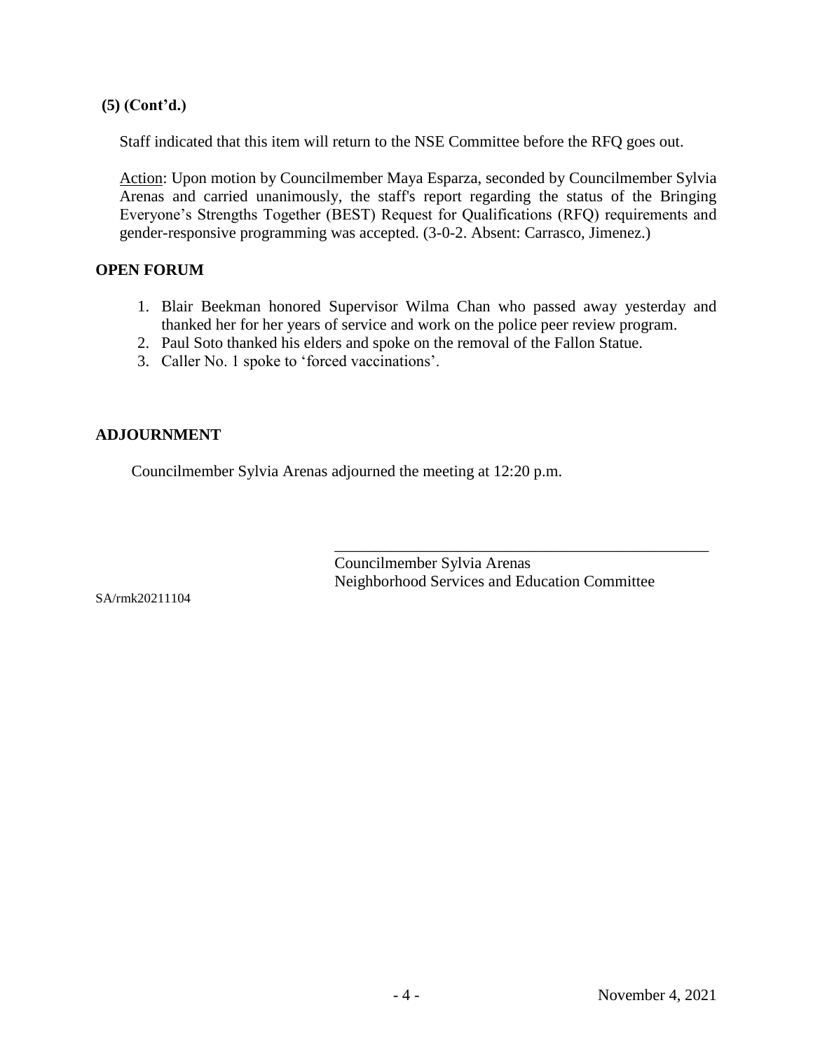**(5) (Cont'd.)**

Staff indicated that this item will return to the NSE Committee before the RFQ goes out.

Action: Upon motion by Councilmember Maya Esparza, seconded by Councilmember Sylvia Arenas and carried unanimously, the staff's report regarding the status of the Bringing Everyone's Strengths Together (BEST) Request for Qualifications (RFQ) requirements and gender-responsive programming was accepted. (3-0-2. Absent: Carrasco, Jimenez.)

## OPEN FORUM

1. Blair Beekman honored Supervisor Wilma Chan who passed away yesterday and thanked her for her years of service and work on the police peer review program.
2. Paul Soto thanked his elders and spoke on the removal of the Fallon Statue.
3. Caller No. 1 spoke to 'forced vaccinations'.

## ADJOURNMENT

Councilmember Sylvia Arenas adjourned the meeting at 12:20 p.m.

\_\_\_\_\_\_\_\_\_\_\_\_\_\_\_\_\_\_\_\_\_\_\_\_\_\_\_\_\_\_\_\_\_\_\_\_\_\_\_\_\_\_\_\_\_\_\_\_

Councilmember Sylvia Arenas
Neighborhood Services and Education Committee

SA/rmk20211104